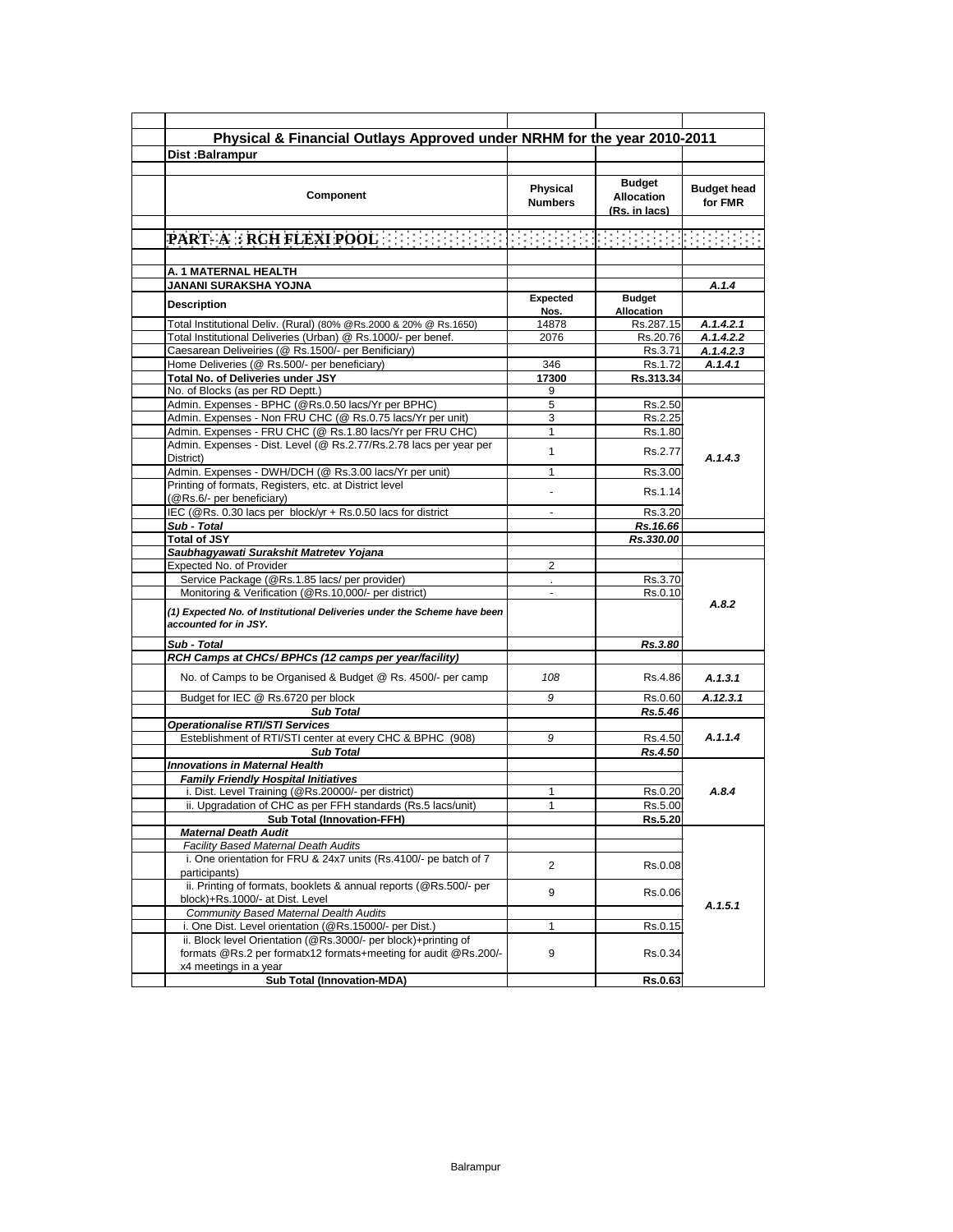## Physical & Financial Outlays Approved under NRHM for the year 2010-2011

**Dist :Balrampur**

| Component | Physical Numbers | Budget Allocation (Rs. in lacs) | Budget head for FMR |
|---|---|---|---|
| **PART- A : RCH FLEXI POOL** | | | |
| **A. 1 MATERNAL HEALTH** | | | |
| **JANANI SURAKSHA YOJNA** | | | *A.1.4* |
| **Description** | **Expected Nos.** | **Budget Allocation** | |
| Total Institutional Deliv. (Rural) (80% @Rs.2000 & 20% @ Rs.1650) | 14878 | Rs.287.15 | *A.1.4.2.1* |
| Total Institutional Deliveries (Urban) @ Rs.1000/- per benef. | 2076 | Rs.20.76 | *A.1.4.2.2* |
| Caesarean Deliveiries (@ Rs.1500/- per Benificiary) | | Rs.3.71 | *A.1.4.2.3* |
| Home Deliveries (@ Rs.500/- per beneficiary) | 346 | Rs.1.72 | *A.1.4.1* |
| **Total No. of Deliveries under JSY** | **17300** | **Rs.313.34** | |
| No. of Blocks (as per RD Deptt.) | 9 | | |
| Admin. Expenses - BPHC (@Rs.0.50 lacs/Yr per BPHC) | 5 | Rs.2.50 | *A.1.4.3* |
| Admin. Expenses - Non FRU CHC (@ Rs.0.75 lacs/Yr per unit) | 3 | Rs.2.25 | |
| Admin. Expenses - FRU CHC (@ Rs.1.80 lacs/Yr per FRU CHC) | 1 | Rs.1.80 | |
| Admin. Expenses - Dist. Level (@ Rs.2.77/Rs.2.78 lacs per year per District) | 1 | Rs.2.77 | |
| Admin. Expenses - DWH/DCH (@ Rs.3.00 lacs/Yr per unit) | 1 | Rs.3.00 | |
| Printing of formats, Registers, etc. at District level (@Rs.6/- per beneficiary) | - | Rs.1.14 | |
| IEC (@Rs. 0.30 lacs per block/yr + Rs.0.50 lacs for district | - | Rs.3.20 | |
| ***Sub - Total*** | | ***Rs.16.66*** | |
| ***Total of JSY*** | | ***Rs.330.00*** | |
| ***Saubhagyawati Surakshit Matretev Yojana*** | | | |
| Expected No. of Provider | 2 | | *A.8.2* |
| Service Package (@Rs.1.85 lacs/ per provider) | . | Rs.3.70 | |
| Monitoring & Verification (@Rs.10,000/- per district) | - | Rs.0.10 | |
| ***(1) Expected No. of Institutional Deliveries under the Scheme have been accounted for in JSY.*** | | | |
| ***Sub - Total*** | | ***Rs.3.80*** | |
| ***RCH Camps at CHCs/ BPHCs (12 camps per year/facility)*** | | | |
| No. of Camps to be Organised & Budget @ Rs. 4500/- per camp | *108* | Rs.4.86 | *A.1.3.1* |
| Budget for IEC @ Rs.6720 per block | *9* | Rs.0.60 | *A.12.3.1* |
| ***Sub Total*** | | ***Rs.5.46*** | |
| ***Operationalise RTI/STI Services*** | | | |
| Esteblishment of RTI/STI center at every CHC & BPHC (908) | *9* | Rs.4.50 | *A.1.1.4* |
| ***Sub Total*** | | ***Rs.4.50*** | |
| ***Innovations in Maternal Health*** | | | |
| ***Family Friendly Hospital Initiatives*** | | | *A.8.4* |
| i. Dist. Level Training (@Rs.20000/- per district) | 1 | Rs.0.20 | |
| ii. Upgradation of CHC as per FFH standards (Rs.5 lacs/unit) | 1 | Rs.5.00 | |
| **Sub Total (Innovation-FFH)** | | **Rs.5.20** | |
| ***Maternal Death Audit*** | | | *A.1.5.1* |
| *Facility Based Maternal Death Audits* | | | |
| i. One orientation for FRU & 24x7 units (Rs.4100/- pe batch of 7 participants) | 2 | Rs.0.08 | |
| ii. Printing of formats, booklets & annual reports (@Rs.500/- per block)+Rs.1000/- at Dist. Level | 9 | Rs.0.06 | |
| *Community Based Maternal Dealth Audits* | | | |
| i. One Dist. Level orientation (@Rs.15000/- per Dist.) | 1 | Rs.0.15 | |
| ii. Block level Orientation (@Rs.3000/- per block)+printing of formats @Rs.2 per formatx12 formats+meeting for audit @Rs.200/- x4 meetings in a year | 9 | Rs.0.34 | |
| **Sub Total (Innovation-MDA)** | | **Rs.0.63** | |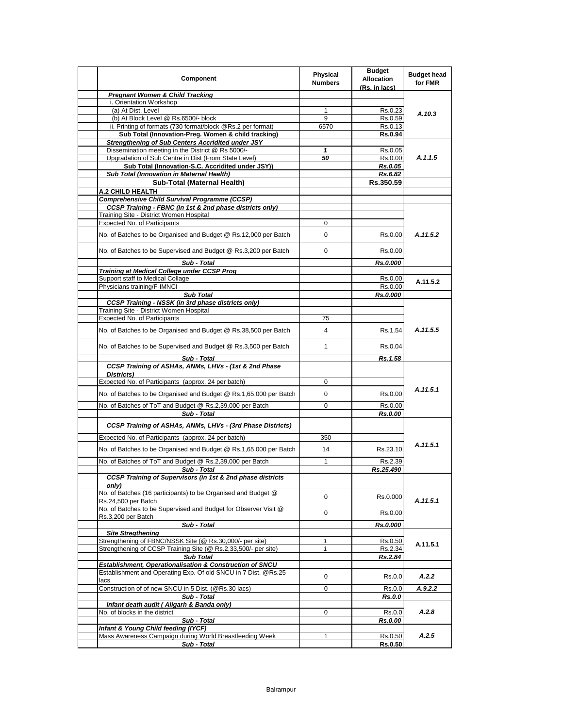| Component | Physical Numbers | Budget Allocation (Rs. in lacs) | Budget head for FMR |
|---|---|---|---|
| ***Pregnant Women & Child Tracking*** | | | |
| i. Orientation Workshop | | | A.10.3 |
| (a) At Dist. Level | 1 | Rs.0.23 | |
| (b) At Block Level @ Rs.6500/- block | 9 | Rs.0.59 | |
| ii. Printing of formats (730 format/block @Rs.2 per format) | 6570 | Rs.0.13 | |
| **Sub Total (Innovation-Preg. Women & child tracking)** | | **Rs.0.94** | |
| ***Strengthening of Sub Centers Accridited under JSY*** | | | A.1.1.5 |
| Dissemination meeting in the District @ Rs 5000/- | ***1*** | Rs.0.05 | |
| Upgradation of Sub Centre in Dist (From State Level) | ***50*** | Rs.0.00 | |
| **Sub Total (Innovation-S.C. Accridited under JSY))** | | ***Rs.0.05*** | |
| ***Sub Total (Innovation in Maternal Health)*** | | ***Rs.6.82*** | |
| **Sub-Total (Maternal Health)** | | **Rs.350.59** | |
| **A.2 CHILD HEALTH** | | | |
| ***Comprehensive Child Survival Programme (CCSP)*** | | | |
| ***CCSP Training - FBNC (in 1st & 2nd phase districts only)*** | | | A.11.5.2 |
| Training Site - District Women Hospital | | | |
| Expected No. of Participants | 0 | | |
| No. of Batches to be Organised and Budget @ Rs.12,000 per Batch | 0 | Rs.0.00 | |
| No. of Batches to be Supervised and Budget @ Rs.3,200 per Batch | 0 | Rs.0.00 | |
| ***Sub - Total*** | | ***Rs.0.000*** | |
| ***Training at Medical College under CCSP Prog*** | | | |
| Support staff to Medical Collage | | Rs.0.00 | A.11.5.2 |
| Physicians training/F-IMNCI | | Rs.0.00 | |
| ***Sub Total*** | | ***Rs.0.000*** | |
| ***CCSP Training - NSSK (in 3rd phase districts only)*** | | | A.11.5.5 |
| Training Site - District Women Hospital | | | |
| Expected No. of Participants | 75 | | |
| No. of Batches to be Organised and Budget @ Rs.38,500 per Batch | 4 | Rs.1.54 | |
| No. of Batches to be Supervised and Budget @ Rs.3,500 per Batch | 1 | Rs.0.04 | |
| ***Sub - Total*** | | ***Rs.1.58*** | |
| ***CCSP Training of ASHAs, ANMs, LHVs - (1st & 2nd Phase Districts)*** | | | A.11.5.1 |
| Expected No. of Participants (approx. 24 per batch) | 0 | | |
| No. of Batches to be Organised and Budget @ Rs.1,65,000 per Batch | 0 | Rs.0.00 | |
| No. of Batches of ToT and Budget @ Rs.2,39,000 per Batch | 0 | Rs.0.00 | |
| ***Sub - Total*** | | ***Rs.0.00*** | |
| ***CCSP Training of ASHAs, ANMs, LHVs - (3rd Phase Districts)*** | | | A.11.5.1 |
| Expected No. of Participants (approx. 24 per batch) | 350 | | |
| No. of Batches to be Organised and Budget @ Rs.1,65,000 per Batch | 14 | Rs.23.10 | |
| No. of Batches of ToT and Budget @ Rs.2,39,000 per Batch | 1 | Rs.2.39 | |
| ***Sub - Total*** | | ***Rs.25.490*** | |
| ***CCSP Training of Supervisors (in 1st & 2nd phase districts only)*** | | | A.11.5.1 |
| No. of Batches (16 participants) to be Organised and Budget @ Rs.24,500 per Batch | 0 | Rs.0.000 | |
| No. of Batches to be Supervised and Budget for Observer Visit @ Rs.3,200 per Batch | 0 | Rs.0.00 | |
| ***Sub - Total*** | | ***Rs.0.000*** | |
| ***Site Stregthening*** | | | A.11.5.1 |
| Strengthening of FBNC/NSSK Site (@ Rs.30,000/- per site) | *1* | Rs.0.50 | |
| Strengthening of CCSP Training Site (@ Rs.2,33,500/- per site) | *1* | Rs.2.34 | |
| ***Sub Total*** | | ***Rs.2.84*** | |
| ***Establishment, Operationalisation & Construction of SNCU*** | | | |
| Establishment and Operating Exp. Of old SNCU in 7 Dist. @Rs.25 lacs | 0 | Rs.0.0 | ***A.2.2*** |
| Construction of of new SNCU in 5 Dist. (@Rs.30 lacs) | 0 | Rs.0.0 | ***A.9.2.2*** |
| ***Sub - Total*** | | ***Rs.0.0*** | |
| ***Infant death audit ( Aligarh & Banda only)*** | | | A.2.8 |
| No. of blocks in the district | 0 | Rs.0.0 | |
| ***Sub - Total*** | | ***Rs.0.00*** | |
| ***Infant & Young Child feeding (IYCF)*** | | | A.2.5 |
| Mass Awareness Campaign during World Breastfeeding Week | 1 | Rs.0.50 | |
| ***Sub - Total*** | | **Rs.0.50** | |

Balrampur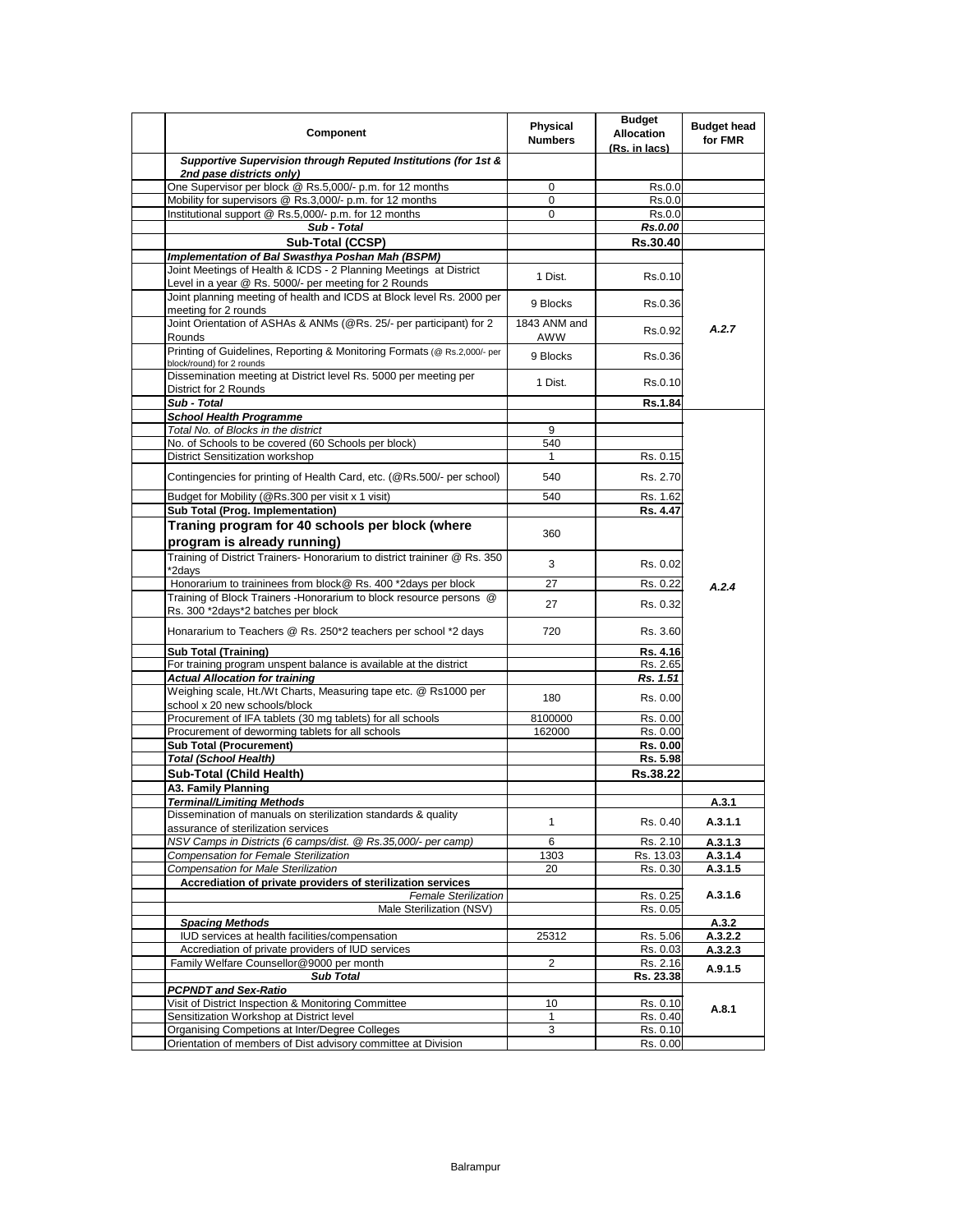| Component | Physical Numbers | Budget Allocation (Rs. in lacs) | Budget head for FMR |
|---|---|---|---|
| ***Supportive Supervision through Reputed Institutions (for 1st & 2nd pase districts only)*** | | | |
| One Supervisor per block @ Rs.5,000/- p.m. for 12 months | 0 | Rs.0.0 | |
| Mobility for supervisors @ Rs.3,000/- p.m. for 12 months | 0 | Rs.0.0 | |
| Institutional support @ Rs.5,000/- p.m. for 12 months | 0 | Rs.0.0 | |
| ***Sub - Total*** | | ***Rs.0.00*** | |
| **Sub-Total (CCSP)** | | **Rs.30.40** | |
| ***Implementation of Bal Swasthya Poshan Mah (BSPM)*** | | | |
| Joint Meetings of Health & ICDS - 2 Planning Meetings at District Level in a year @ Rs. 5000/- per meeting for 2 Rounds | 1 Dist. | Rs.0.10 | *A.2.7* |
| Joint planning meeting of health and ICDS at Block level Rs. 2000 per meeting for 2 rounds | 9 Blocks | Rs.0.36 | |
| Joint Orientation of ASHAs & ANMs (@Rs. 25/- per participant) for 2 Rounds | 1843 ANM and AWW | Rs.0.92 | |
| Printing of Guidelines, Reporting & Monitoring Formats (@ Rs.2,000/- per block/round) for 2 rounds | 9 Blocks | Rs.0.36 | |
| Dissemination meeting at District level Rs. 5000 per meeting per District for 2 Rounds | 1 Dist. | Rs.0.10 | |
| ***Sub - Total*** | | **Rs.1.84** | |
| ***School Health Programme*** | | | *A.2.4* |
| *Total No. of Blocks in the district* | 9 | | |
| No. of Schools to be covered (60 Schools per block) | 540 | | |
| District Sensitization workshop | 1 | Rs. 0.15 | |
| Contingencies for printing of Health Card, etc. (@Rs.500/- per school) | 540 | Rs. 2.70 | |
| Budget for Mobility (@Rs.300 per visit x 1 visit) | 540 | Rs. 1.62 | |
| **Sub Total (Prog. Implementation)** | | **Rs. 4.47** | |
| **Traning program for 40 schools per block (where program is already running)** | 360 | | |
| Training of District Trainers- Honorarium to district traininer @ Rs. 350 *2days | 3 | Rs. 0.02 | |
| Honorarium to traininees from block@ Rs. 400 *2days per block | 27 | Rs. 0.22 | |
| Training of Block Trainers -Honorarium to block resource persons @ Rs. 300 *2days*2 batches per block | 27 | Rs. 0.32 | |
| Honorarium to Teachers @ Rs. 250*2 teachers per school *2 days | 720 | Rs. 3.60 | |
| **Sub Total (Training)** | | **Rs. 4.16** | |
| For training program unspent balance is available at the district | | Rs. 2.65 | |
| ***Actual Allocation for training*** | | ***Rs. 1.51*** | |
| Weighing scale, Ht./Wt Charts, Measuring tape etc. @ Rs1000 per school x 20 new schools/block | 180 | Rs. 0.00 | |
| Procurement of IFA tablets (30 mg tablets) for all schools | 8100000 | Rs. 0.00 | |
| Procurement of deworming tablets for all schools | 162000 | Rs. 0.00 | |
| **Sub Total (Procurement)** | | **Rs. 0.00** | |
| ***Total (School Health)*** | | **Rs. 5.98** | |
| **Sub-Total (Child Health)** | | **Rs.38.22** | |
| **A3. Family Planning** | | | |
| ***Terminal/Limiting Methods*** | | | **A.3.1** |
| Dissemination of manuals on sterilization standards & quality assurance of sterilization services | 1 | Rs. 0.40 | **A.3.1.1** |
| *NSV Camps in Districts (6 camps/dist. @ Rs.35,000/- per camp)* | 6 | Rs. 2.10 | **A.3.1.3** |
| *Compensation for Female Sterilization* | 1303 | Rs. 13.03 | **A.3.1.4** |
| *Compensation for Male Sterilization* | 20 | Rs. 0.30 | **A.3.1.5** |
| **Accrediation of private providers of sterilization services** | | | **A.3.1.6** |
| *Female Sterilization* | | Rs. 0.25 | |
| Male Sterilization (NSV) | | Rs. 0.05 | |
| ***Spacing Methods*** | | | **A.3.2** |
| IUD services at health facilities/compensation | 25312 | Rs. 5.06 | **A.3.2.2** |
| Accrediation of private providers of IUD services | | Rs. 0.03 | **A.3.2.3** |
| Family Welfare Counsellor@9000 per month | 2 | Rs. 2.16 | **A.9.1.5** |
| ***Sub Total*** | | **Rs. 23.38** | |
| ***PCPNDT and Sex-Ratio*** | | | **A.8.1** |
| Visit of District Inspection & Monitoring Committee | 10 | Rs. 0.10 | |
| Sensitization Workshop at District level | 1 | Rs. 0.40 | |
| Organising Competions at Inter/Degree Colleges | 3 | Rs. 0.10 | |
| Orientation of members of Dist advisory committee at Division | | Rs. 0.00 | |

Balrampur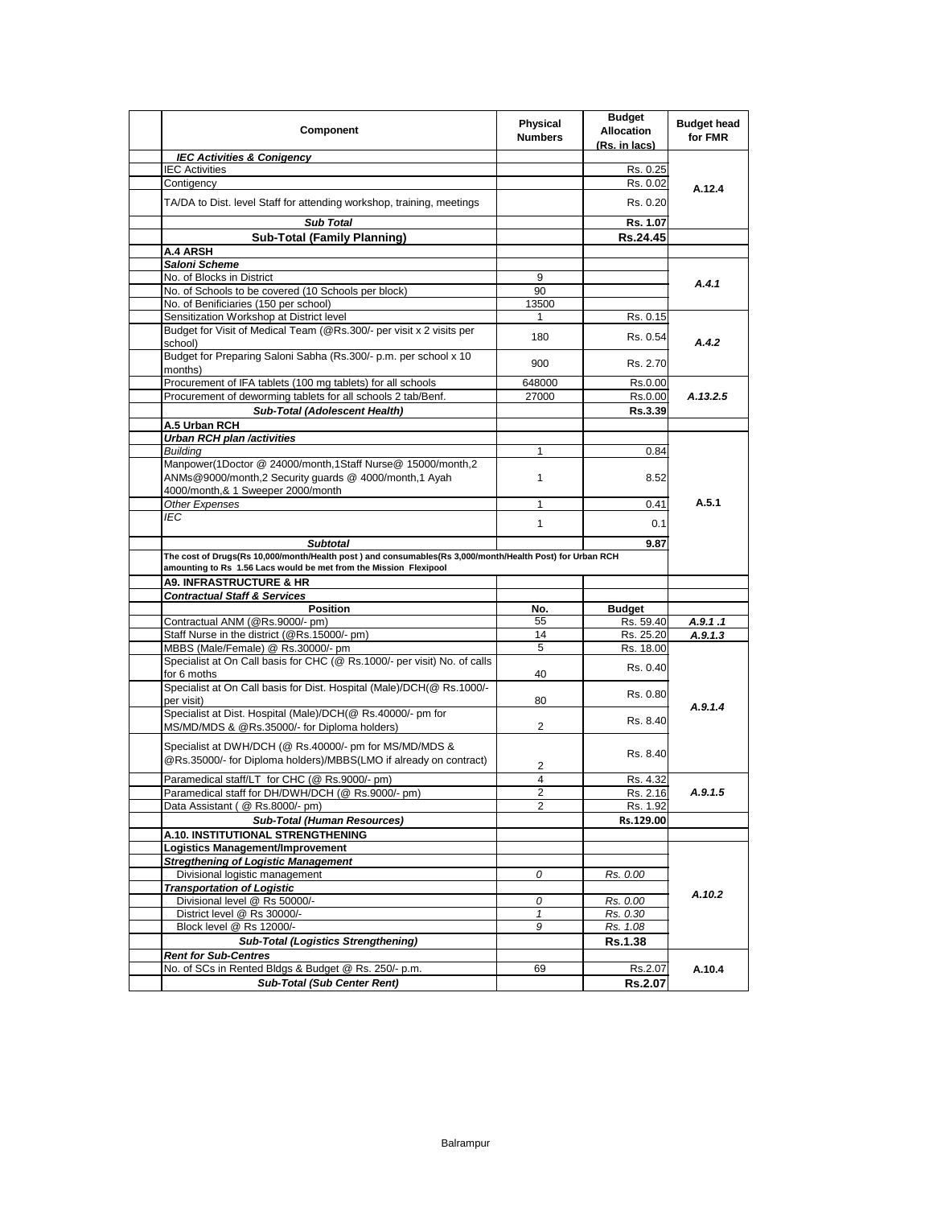| Component | Physical Numbers | Budget Allocation (Rs. in lacs) | Budget head for FMR |
|---|---|---|---|
| ***IEC Activities & Conigency*** | | | |
| IEC Activities | | Rs. 0.25 | A.12.4 |
| Contigency | | Rs. 0.02 | |
| TA/DA to Dist. level Staff for attending workshop, training, meetings | | Rs. 0.20 | |
| ***Sub Total*** | | **Rs. 1.07** | |
| **Sub-Total (Family Planning)** | | **Rs.24.45** | |
| **A.4 ARSH** | | | |
| ***Saloni Scheme*** | | | |
| No. of Blocks in District | 9 | | *A.4.1* |
| No. of Schools to be covered (10 Schools per block) | 90 | | |
| No. of Benificiaries (150 per school) | 13500 | | |
| Sensitization Workshop at District level | 1 | Rs. 0.15 | *A.4.2* |
| Budget for Visit of Medical Team (@Rs.300/- per visit x 2 visits per school) | 180 | Rs. 0.54 | |
| Budget for Preparing Saloni Sabha (Rs.300/- p.m. per school x 10 months) | 900 | Rs. 2.70 | |
| Procurement of IFA tablets (100 mg tablets) for all schools | 648000 | Rs.0.00 | *A.13.2.5* |
| Procurement of deworming tablets for all schools 2 tab/Benf. | 27000 | Rs.0.00 | |
| ***Sub-Total (Adolescent Health)*** | | **Rs.3.39** | |
| **A.5 Urban RCH** | | | |
| ***Urban RCH plan /activities*** | | | A.5.1 |
| *Building* | 1 | 0.84 | |
| Manpower(1Doctor @ 24000/month,1Staff Nurse@ 15000/month,2 ANMs@9000/month,2 Security guards @ 4000/month,1 Ayah 4000/month,& 1 Sweeper 2000/month | 1 | 8.52 | |
| *Other Expenses* | 1 | 0.41 | |
| *IEC* | 1 | 0.1 | |
| ***Subtotal*** | | **9.87** | |
| **The cost of Drugs(Rs 10,000/month/Health post ) and consumables(Rs 3,000/month/Health Post) for Urban RCH amounting to Rs 1.56 Lacs would be met from the Mission Flexipool** | | | |
| **A9. INFRASTRUCTURE & HR** | | | |
| ***Contractual Staff & Services*** | | | |
| **Position** | **No.** | **Budget** | |
| Contractual ANM (@Rs.9000/- pm) | 55 | Rs. 59.40 | *A.9.1 .1* |
| Staff Nurse in the district (@Rs.15000/- pm) | 14 | Rs. 25.20 | *A.9.1.3* |
| MBBS (Male/Female) @ Rs.30000/- pm | 5 | Rs. 18.00 | *A.9.1.4* |
| Specialist at On Call basis for CHC (@ Rs.1000/- per visit) No. of calls for 6 moths | 40 | Rs. 0.40 | |
| Specialist at On Call basis for Dist. Hospital (Male)/DCH(@ Rs.1000/- per visit) | 80 | Rs. 0.80 | |
| Specialist at Dist. Hospital (Male)/DCH(@ Rs.40000/- pm for MS/MD/MDS & @Rs.35000/- for Diploma holders) | 2 | Rs. 8.40 | |
| Specialist at DWH/DCH (@ Rs.40000/- pm for MS/MD/MDS & @Rs.35000/- for Diploma holders)/MBBS(LMO if already on contract) | 2 | Rs. 8.40 | |
| Paramedical staff/LT for CHC (@ Rs.9000/- pm) | 4 | Rs. 4.32 | *A.9.1.5* |
| Paramedical staff for DH/DWH/DCH (@ Rs.9000/- pm) | 2 | Rs. 2.16 | |
| Data Assistant ( @ Rs.8000/- pm) | 2 | Rs. 1.92 | |
| ***Sub-Total (Human Resources)*** | | **Rs.129.00** | |
| **A.10. INSTITUTIONAL STRENGTHENING** | | | |
| **Logistics Management/Improvement** | | | *A.10.2* |
| ***Stregthening of Logistic Management*** | | | |
| Divisional logistic management | *0* | *Rs. 0.00* | |
| ***Transportation of Logistic*** | | | |
| Divisional level @ Rs 50000/- | *0* | *Rs. 0.00* | |
| District level @ Rs 30000/- | *1* | *Rs. 0.30* | |
| Block level @ Rs 12000/- | *9* | *Rs. 1.08* | |
| ***Sub-Total (Logistics Strengthening)*** | | **Rs.1.38** | |
| ***Rent for Sub-Centres*** | | | A.10.4 |
| No. of SCs in Rented Bldgs & Budget @ Rs. 250/- p.m. | 69 | Rs.2.07 | |
| ***Sub-Total (Sub Center Rent)*** | | **Rs.2.07** | |

Balrampur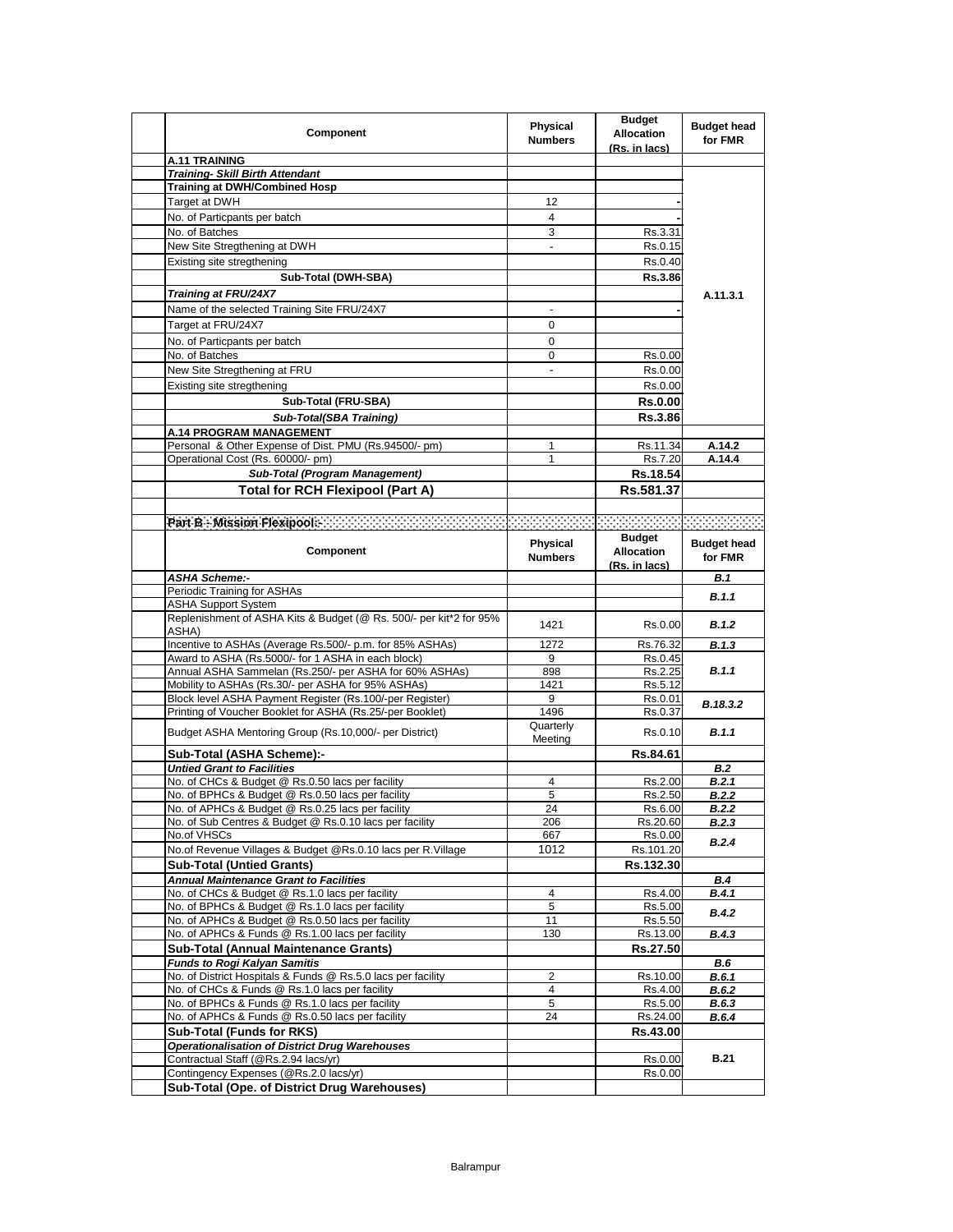| Component | Physical Numbers | Budget Allocation (Rs. in lacs) | Budget head for FMR |
|---|---|---|---|
| **A.11 TRAINING** | | | |
| ***Training- Skill Birth Attendant*** | | | A.11.3.1 |
| **Training at DWH/Combined Hosp** | | | |
| Target at DWH | 12 | - | |
| No. of Particpants per batch | 4 | - | |
| No. of Batches | 3 | Rs.3.31 | |
| New Site Stregthening at DWH | - | Rs.0.15 | |
| Existing site stregthening | | Rs.0.40 | |
| **Sub-Total (DWH-SBA)** | | **Rs.3.86** | |
| ***Training at FRU/24X7*** | | | |
| Name of the selected Training Site FRU/24X7 | - | - | |
| Target at FRU/24X7 | 0 | | |
| No. of Particpants per batch | 0 | | |
| No. of Batches | 0 | Rs.0.00 | |
| New Site Stregthening at FRU | - | Rs.0.00 | |
| Existing site stregthening | | Rs.0.00 | |
| **Sub-Total (FRU-SBA)** | | **Rs.0.00** | |
| ***Sub-Total(SBA Training)*** | | **Rs.3.86** | |
| **A.14 PROGRAM MANAGEMENT** | | | |
| Personal & Other Expense of Dist. PMU (Rs.94500/- pm) | 1 | Rs.11.34 | **A.14.2** |
| Operational Cost (Rs. 60000/- pm) | 1 | Rs.7.20 | **A.14.4** |
| ***Sub-Total (Program Management)*** | | **Rs.18.54** | |
| **Total for RCH Flexipool (Part A)** | | **Rs.581.37** | |

**Part B - Mission Flexipool:-**

| Component | Physical Numbers | Budget Allocation (Rs. in lacs) | Budget head for FMR |
|---|---|---|---|
| ***ASHA Scheme:-*** | | | ***B.1*** |
| Periodic Training for ASHAs | | | ***B.1.1*** |
| ASHA Support System | | | |
| Replenishment of ASHA Kits & Budget (@ Rs. 500/- per kit*2 for 95% ASHA) | 1421 | Rs.0.00 | ***B.1.2*** |
| Incentive to ASHAs (Average Rs.500/- p.m. for 85% ASHAs) | 1272 | Rs.76.32 | ***B.1.3*** |
| Award to ASHA (Rs.5000/- for 1 ASHA in each block) | 9 | Rs.0.45 | ***B.1.1*** |
| Annual ASHA Sammelan (Rs.250/- per ASHA for 60% ASHAs) | 898 | Rs.2.25 | |
| Mobility to ASHAs (Rs.30/- per ASHA for 95% ASHAs) | 1421 | Rs.5.12 | |
| Block level ASHA Payment Register (Rs.100/-per Register) | 9 | Rs.0.01 | ***B.18.3.2*** |
| Printing of Voucher Booklet for ASHA (Rs.25/-per Booklet) | 1496 | Rs.0.37 | |
| Budget ASHA Mentoring Group (Rs.10,000/- per District) | Quarterly Meeting | Rs.0.10 | ***B.1.1*** |
| **Sub-Total (ASHA Scheme):-** | | **Rs.84.61** | |
| ***Untied Grant to Facilities*** | | | ***B.2*** |
| No. of CHCs & Budget @ Rs.0.50 lacs per facility | 4 | Rs.2.00 | ***B.2.1*** |
| No. of BPHCs & Budget @ Rs.0.50 lacs per facility | 5 | Rs.2.50 | ***B.2.2*** |
| No. of APHCs & Budget @ Rs.0.25 lacs per facility | 24 | Rs.6.00 | ***B.2.2*** |
| No. of Sub Centres & Budget @ Rs.0.10 lacs per facility | 206 | Rs.20.60 | ***B.2.3*** |
| No.of VHSCs | 667 | Rs.0.00 | ***B.2.4*** |
| No.of Revenue Villages & Budget @Rs.0.10 lacs per R.Village | 1012 | Rs.101.20 | |
| **Sub-Total (Untied Grants)** | | **Rs.132.30** | |
| ***Annual Maintenance Grant to Facilities*** | | | ***B.4*** |
| No. of CHCs & Budget @ Rs.1.0 lacs per facility | 4 | Rs.4.00 | ***B.4.1*** |
| No. of BPHCs & Budget @ Rs.1.0 lacs per facility | 5 | Rs.5.00 | ***B.4.2*** |
| No. of APHCs & Budget @ Rs.0.50 lacs per facility | 11 | Rs.5.50 | |
| No. of APHCs & Funds @ Rs.1.00 lacs per facility | 130 | Rs.13.00 | ***B.4.3*** |
| **Sub-Total (Annual Maintenance Grants)** | | **Rs.27.50** | |
| ***Funds to Rogi Kalyan Samitis*** | | | ***B.6*** |
| No. of District Hospitals & Funds @ Rs.5.0 lacs per facility | 2 | Rs.10.00 | ***B.6.1*** |
| No. of CHCs & Funds @ Rs.1.0 lacs per facility | 4 | Rs.4.00 | ***B.6.2*** |
| No. of BPHCs & Funds @ Rs.1.0 lacs per facility | 5 | Rs.5.00 | ***B.6.3*** |
| No. of APHCs & Funds @ Rs.0.50 lacs per facility | 24 | Rs.24.00 | ***B.6.4*** |
| **Sub-Total (Funds for RKS)** | | **Rs.43.00** | |
| ***Operationalisation of District Drug Warehouses*** | | | **B.21** |
| Contractual Staff (@Rs.2.94 lacs/yr) | | Rs.0.00 | |
| Contingency Expenses (@Rs.2.0 lacs/yr) | | Rs.0.00 | |
| **Sub-Total (Ope. of District Drug Warehouses)** | | | |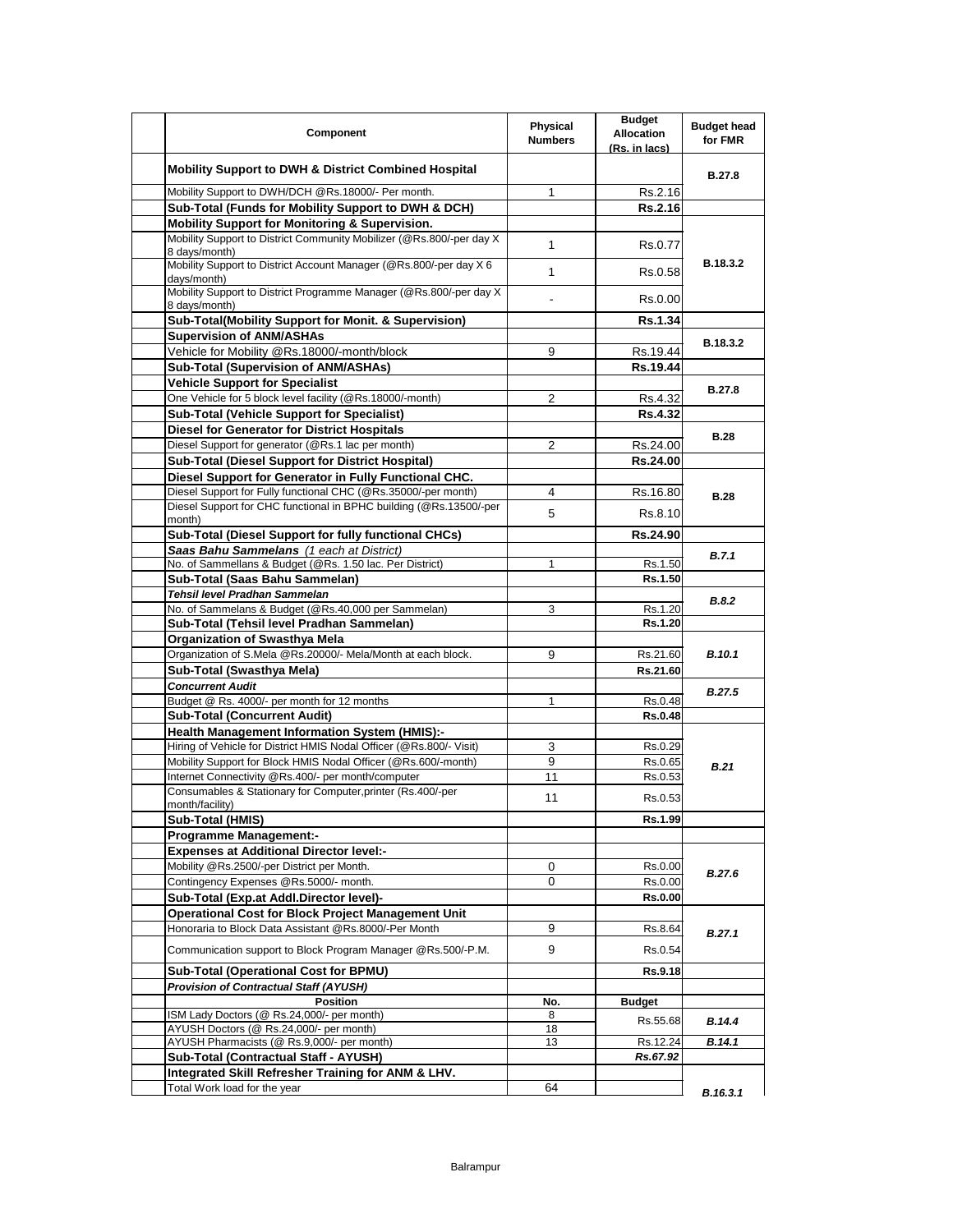| Component | Physical Numbers | Budget Allocation (Rs. in lacs) | Budget head for FMR |
|---|---|---|---|
| **Mobility Support to DWH & District Combined Hospital** | | | **B.27.8** |
| Mobility Support to DWH/DCH @Rs.18000/- Per month. | 1 | Rs.2.16 | |
| **Sub-Total (Funds for Mobility Support to DWH & DCH)** | | **Rs.2.16** | |
| **Mobility Support for Monitoring & Supervision.** | | | **B.18.3.2** |
| Mobility Support to District Community Mobilizer (@Rs.800/-per day X 8 days/month) | 1 | Rs.0.77 | |
| Mobility Support to District Account Manager (@Rs.800/-per day X 6 days/month) | 1 | Rs.0.58 | |
| Mobility Support to District Programme Manager (@Rs.800/-per day X 8 days/month) | - | Rs.0.00 | |
| **Sub-Total(Mobility Support for Monit. & Supervision)** | | **Rs.1.34** | |
| **Supervision of ANM/ASHAs** | | | **B.18.3.2** |
| Vehicle for Mobility @Rs.18000/-month/block | 9 | Rs.19.44 | |
| **Sub-Total (Supervision of ANM/ASHAs)** | | **Rs.19.44** | |
| **Vehicle Support for Specialist** | | | **B.27.8** |
| One Vehicle for 5 block level facility (@Rs.18000/-month) | 2 | Rs.4.32 | |
| **Sub-Total (Vehicle Support for Specialist)** | | **Rs.4.32** | |
| **Diesel for Generator for District Hospitals** | | | **B.28** |
| Diesel Support for generator (@Rs.1 lac per month) | 2 | Rs.24.00 | |
| **Sub-Total (Diesel Support for District Hospital)** | | **Rs.24.00** | |
| **Diesel Support for Generator in Fully Functional CHC.** | | | **B.28** |
| Diesel Support for Fully functional CHC (@Rs.35000/-per month) | 4 | Rs.16.80 | |
| Diesel Support for CHC functional in BPHC building (@Rs.13500/-per month) | 5 | Rs.8.10 | |
| **Sub-Total (Diesel Support for fully functional CHCs)** | | **Rs.24.90** | |
| ***Saas Bahu Sammelans*** *(1 each at District)* | | | ***B.7.1*** |
| No. of Sammellans & Budget (@Rs. 1.50 lac. Per District) | 1 | Rs.1.50 | |
| **Sub-Total (Saas Bahu Sammelan)** | | **Rs.1.50** | |
| ***Tehsil level Pradhan Sammelan*** | | | ***B.8.2*** |
| No. of Sammelans & Budget (@Rs.40,000 per Sammelan) | 3 | Rs.1.20 | |
| **Sub-Total (Tehsil level Pradhan Sammelan)** | | **Rs.1.20** | |
| **Organization of Swasthya Mela** | | | ***B.10.1*** |
| Organization of S.Mela @Rs.20000/- Mela/Month at each block. | 9 | Rs.21.60 | |
| **Sub-Total (Swasthya Mela)** | | **Rs.21.60** | |
| ***Concurrent Audit*** | | | ***B.27.5*** |
| Budget @ Rs. 4000/- per month for 12 months | 1 | Rs.0.48 | |
| **Sub-Total (Concurrent Audit)** | | **Rs.0.48** | |
| **Health Management Information System (HMIS):-** | | | ***B.21*** |
| Hiring of Vehicle for District HMIS Nodal Officer (@Rs.800/- Visit) | 3 | Rs.0.29 | |
| Mobility Support for Block HMIS Nodal Officer (@Rs.600/-month) | 9 | Rs.0.65 | |
| Internet Connectivity @Rs.400/- per month/computer | 11 | Rs.0.53 | |
| Consumables & Stationary for Computer,printer (Rs.400/-per month/facility) | 11 | Rs.0.53 | |
| **Sub-Total (HMIS)** | | **Rs.1.99** | |
| **Programme Management:-** | | | |
| **Expenses at Additional Director level:-** | | | ***B.27.6*** |
| Mobility @Rs.2500/-per District per Month. | 0 | Rs.0.00 | |
| Contingency Expenses @Rs.5000/- month. | 0 | Rs.0.00 | |
| **Sub-Total (Exp.at Addl.Director level)-** | | **Rs.0.00** | |
| **Operational Cost for Block Project Management Unit** | | | ***B.27.1*** |
| Honoraria to Block Data Assistant @Rs.8000/-Per Month | 9 | Rs.8.64 | |
| Communication support to Block Program Manager @Rs.500/-P.M. | 9 | Rs.0.54 | |
| **Sub-Total (Operational Cost for BPMU)** | | **Rs.9.18** | |
| ***Provision of Contractual Staff (AYUSH)*** | | | |
| **Position** | **No.** | **Budget** | |
| ISM Lady Doctors (@ Rs.24,000/- per month) | 8 | Rs.55.68 | ***B.14.4*** |
| AYUSH Doctors (@ Rs.24,000/- per month) | 18 | | |
| AYUSH Pharmacists (@ Rs.9,000/- per month) | 13 | Rs.12.24 | ***B.14.1*** |
| **Sub-Total (Contractual Staff - AYUSH)** | | ***Rs.67.92*** | |
| **Integrated Skill Refresher Training for ANM & LHV.** | | | ***B.16.3.1*** |
| Total Work load for the year | 64 | | |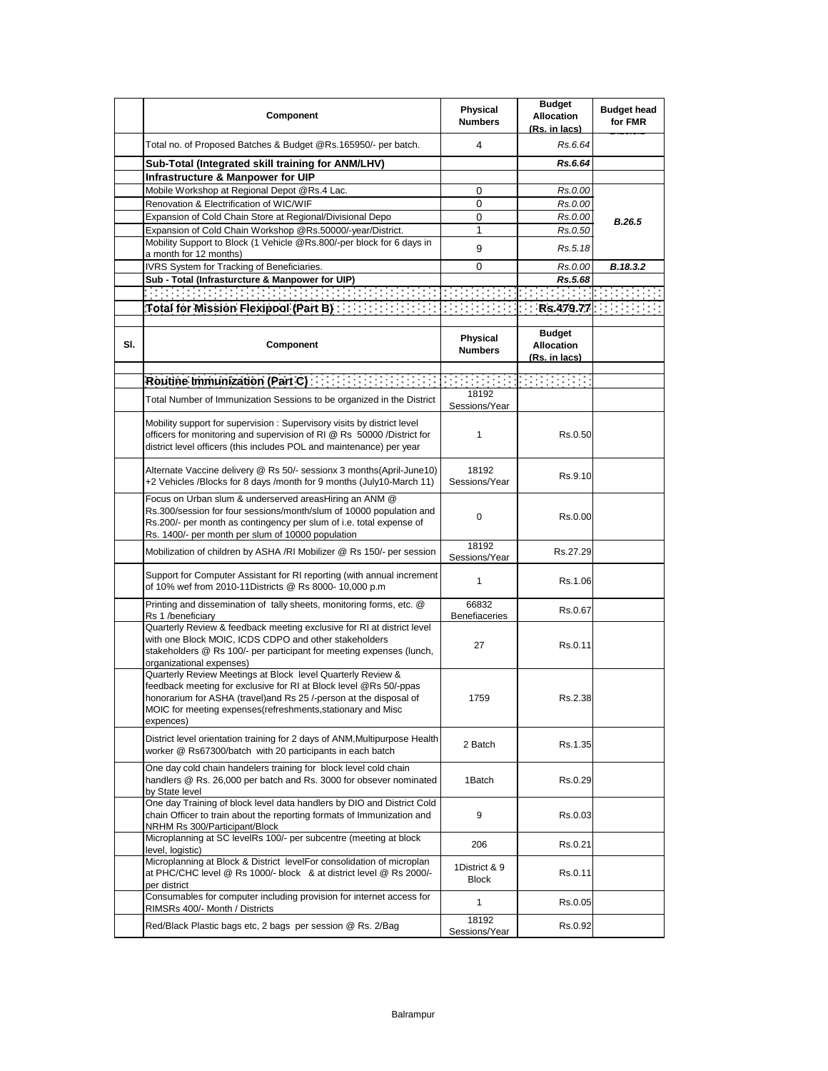| | Component | Physical Numbers | Budget Allocation (Rs. in lacs) | Budget head for FMR |
|---|---|---|---|---|
| | Total no. of Proposed Batches & Budget @Rs.165950/- per batch. | 4 | *Rs.6.64* | |
| | **Sub-Total (Integrated skill training for ANM/LHV)** | | ***Rs.6.64*** | |
| | **Infrastructure & Manpower for UIP** | | | |
| | Mobile Workshop at Regional Depot @Rs.4 Lac. | 0 | *Rs.0.00* | |
| | Renovation & Electrification of WIC/WIF | 0 | *Rs.0.00* | |
| | Expansion of Cold Chain Store at Regional/Divisional Depo | 0 | *Rs.0.00* | ***B.26.5*** |
| | Expansion of Cold Chain Workshop @Rs.50000/-year/District. | 1 | *Rs.0.50* | |
| | Mobility Support to Block (1 Vehicle @Rs.800/-per block for 6 days in a month for 12 months) | 9 | *Rs.5.18* | |
| | IVRS System for Tracking of Beneficiaries. | 0 | *Rs.0.00* | ***B.18.3.2*** |
| | **Sub - Total (Infrasturcture & Manpower for UIP)** | | ***Rs.5.68*** | |
| | | | | |
| | **Total for Mission Flexipool (Part B)** | | **Rs.479.77** | |

| Sl. | Component | Physical Numbers | Budget Allocation (Rs. in lacs) | |
|---|---|---|---|---|
| | **Routine Immunization (Part C)** | | | |
| | Total Number of Immunization Sessions to be organized in the District | 18192 Sessions/Year | | |
| | Mobility support for supervision : Supervisory visits by district level officers for monitoring and supervision of RI @ Rs 50000 /District for district level officers (this includes POL and maintenance) per year | 1 | Rs.0.50 | |
| | Alternate Vaccine delivery @ Rs 50/- sessionx 3 months(April-June10) +2 Vehicles /Blocks for 8 days /month for 9 months (July10-March 11) | 18192 Sessions/Year | Rs.9.10 | |
| | Focus on Urban slum & underserved areasHiring an ANM @ Rs.300/session for four sessions/month/slum of 10000 population and Rs.200/- per month as contingency per slum of i.e. total expense of Rs. 1400/- per month per slum of 10000 population | 0 | Rs.0.00 | |
| | Mobilization of children by ASHA /RI Mobilizer @ Rs 150/- per session | 18192 Sessions/Year | Rs.27.29 | |
| | Support for Computer Assistant for RI reporting (with annual increment of 10% wef from 2010-11Districts @ Rs 8000- 10,000 p.m | 1 | Rs.1.06 | |
| | Printing and dissemination of tally sheets, monitoring forms, etc. @ Rs 1 /beneficiary | 66832 Benefiaceries | Rs.0.67 | |
| | Quarterly Review & feedback meeting exclusive for RI at district level with one Block MOIC, ICDS CDPO and other stakeholders stakeholders @ Rs 100/- per participant for meeting expenses (lunch, organizational expenses) | 27 | Rs.0.11 | |
| | Quarterly Review Meetings at Block level Quarterly Review & feedback meeting for exclusive for RI at Block level @Rs 50/-ppas honorarium for ASHA (travel)and Rs 25 /-person at the disposal of MOIC for meeting expenses(refreshments,stationary and Misc expences) | 1759 | Rs.2.38 | |
| | District level orientation training for 2 days of ANM,Multipurpose Health worker @ Rs67300/batch with 20 participants in each batch | 2 Batch | Rs.1.35 | |
| | One day cold chain handelers training for block level cold chain handlers @ Rs. 26,000 per batch and Rs. 3000 for obsever nominated by State level | 1Batch | Rs.0.29 | |
| | One day Training of block level data handlers by DIO and District Cold chain Officer to train about the reporting formats of Immunization and NRHM Rs 300/Participant/Block | 9 | Rs.0.03 | |
| | Microplanning at SC levelRs 100/- per subcentre (meeting at block level, logistic) | 206 | Rs.0.21 | |
| | Microplanning at Block & District levelFor consolidation of microplan at PHC/CHC level @ Rs 1000/- block & at district level @ Rs 2000/- per district | 1District & 9 Block | Rs.0.11 | |
| | Consumables for computer including provision for internet access for RIMSRs 400/- Month / Districts | 1 | Rs.0.05 | |
| | Red/Black Plastic bags etc, 2 bags per session @ Rs. 2/Bag | 18192 Sessions/Year | Rs.0.92 | |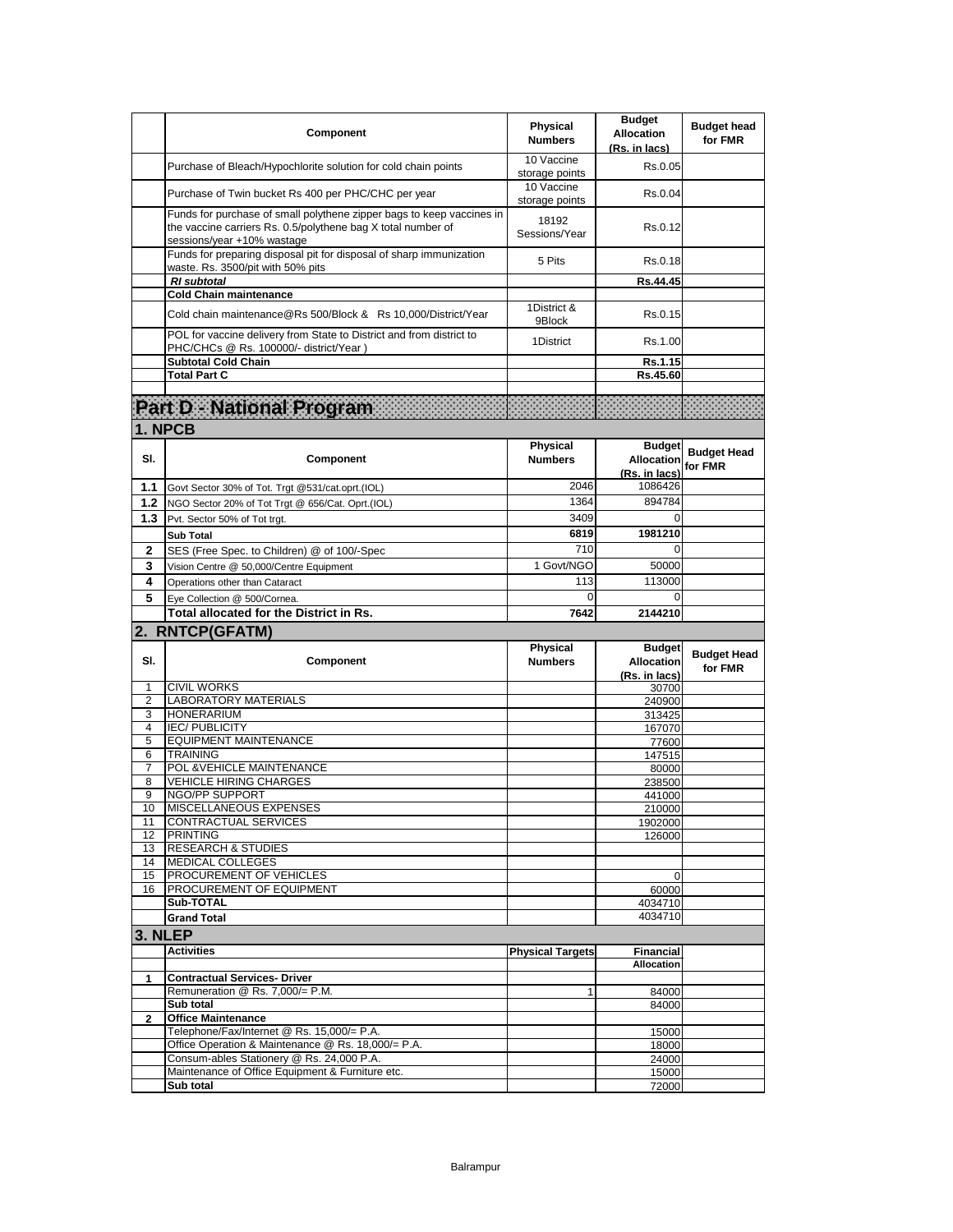| | Component | Physical Numbers | Budget Allocation (Rs. in lacs) | Budget head for FMR |
|---|---|---|---|---|
| | Purchase of Bleach/Hypochlorite solution for cold chain points | 10 Vaccine storage points | Rs.0.05 | |
| | Purchase of Twin bucket Rs 400 per PHC/CHC per year | 10 Vaccine storage points | Rs.0.04 | |
| | Funds for purchase of small polythene zipper bags to keep vaccines in the vaccine carriers Rs. 0.5/polythene bag X total number of sessions/year +10% wastage | 18192 Sessions/Year | Rs.0.12 | |
| | Funds for preparing disposal pit for disposal of sharp immunization waste. Rs. 3500/pit with 50% pits | 5 Pits | Rs.0.18 | |
| | ***RI subtotal*** | | **Rs.44.45** | |
| | **Cold Chain maintenance** | | | |
| | Cold chain maintenance@Rs 500/Block & Rs 10,000/District/Year | 1District & 9Block | Rs.0.15 | |
| | POL for vaccine delivery from State to District and from district to PHC/CHCs @ Rs. 100000/- district/Year ) | 1District | Rs.1.00 | |
| | **Subtotal Cold Chain** | | **Rs.1.15** | |
| | **Total Part C** | | **Rs.45.60** | |

# Part D - National Program

## 1. NPCB

| Sl. | Component | Physical Numbers | Budget Allocation (Rs. in lacs) | Budget Head for FMR |
|---|---|---|---|---|
| **1.1** | Govt Sector 30% of Tot. Trgt @531/cat.oprt.(IOL) | 2046 | 1086426 | |
| **1.2** | NGO Sector 20% of Tot Trgt @ 656/Cat. Oprt.(IOL) | 1364 | 894784 | |
| **1.3** | Pvt. Sector 50% of Tot trgt. | 3409 | 0 | |
| | **Sub Total** | **6819** | **1981210** | |
| **2** | SES (Free Spec. to Children) @ of 100/-Spec | 710 | 0 | |
| **3** | Vision Centre @ 50,000/Centre Equipment | 1 Govt/NGO | 50000 | |
| **4** | Operations other than Cataract | 113 | 113000 | |
| **5** | Eye Collection @ 500/Cornea. | 0 | 0 | |
| | **Total allocated for the District in Rs.** | **7642** | **2144210** | |

## 2. RNTCP(GFATM)

| Sl. | Component | Physical Numbers | Budget Allocation (Rs. in lacs) | Budget Head for FMR |
|---|---|---|---|---|
| 1 | CIVIL WORKS | | 30700 | |
| 2 | LABORATORY MATERIALS | | 240900 | |
| 3 | HONERARIUM | | 313425 | |
| 4 | IEC/ PUBLICITY | | 167070 | |
| 5 | EQUIPMENT MAINTENANCE | | 77600 | |
| 6 | TRAINING | | 147515 | |
| 7 | POL &VEHICLE MAINTENANCE | | 80000 | |
| 8 | VEHICLE HIRING CHARGES | | 238500 | |
| 9 | NGO/PP SUPPORT | | 441000 | |
| 10 | MISCELLANEOUS EXPENSES | | 210000 | |
| 11 | CONTRACTUAL SERVICES | | 1902000 | |
| 12 | PRINTING | | 126000 | |
| 13 | RESEARCH & STUDIES | | | |
| 14 | MEDICAL COLLEGES | | | |
| 15 | PROCUREMENT OF VEHICLES | | 0 | |
| 16 | PROCUREMENT OF EQUIPMENT | | 60000 | |
| | **Sub-TOTAL** | | 4034710 | |
| | **Grand Total** | | 4034710 | |

## 3. NLEP

| | Activities | Physical Targets | Financial Allocation | |
|---|---|---|---|---|
| **1** | **Contractual Services- Driver** | | | |
| | Remuneration @ Rs. 7,000/= P.M. | 1 | 84000 | |
| | **Sub total** | | 84000 | |
| **2** | **Office Maintenance** | | | |
| | Telephone/Fax/Internet @ Rs. 15,000/= P.A. | | 15000 | |
| | Office Operation & Maintenance @ Rs. 18,000/= P.A. | | 18000 | |
| | Consum-ables Stationery @ Rs. 24,000 P.A. | | 24000 | |
| | Maintenance of Office Equipment & Furniture etc. | | 15000 | |
| | **Sub total** | | 72000 | |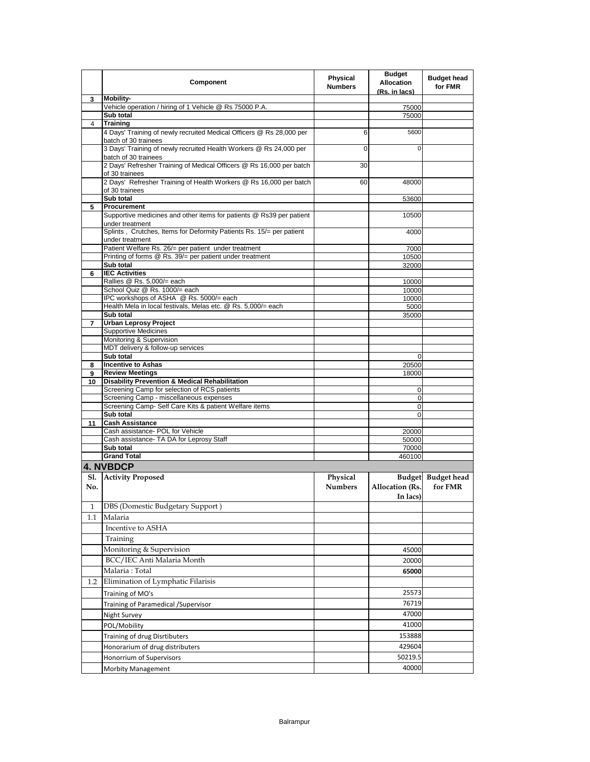| | Component | Physical Numbers | Budget Allocation (Rs. in lacs) | Budget head for FMR |
|---|---|---|---|---|
| 3 | **Mobility-** | | | |
| | Vehicle operation / hiring of 1 Vehicle @ Rs 75000 P.A. | | 75000 | |
| | **Sub total** | | 75000 | |
| 4 | **Training** | | | |
| | 4 Days' Training of newly recruited Medical Officers @ Rs 28,000 per batch of 30 trainees | 6 | 5600 | |
| | 3 Days' Training of newly recruited Health Workers @ Rs 24,000 per batch of 30 trainees | 0 | 0 | |
| | 2 Days' Refresher Training of Medical Officers @ Rs 16,000 per batch of 30 trainees | 30 | | |
| | 2 Days' Refresher Training of Health Workers @ Rs 16,000 per batch of 30 trainees | 60 | 48000 | |
| | **Sub total** | | 53600 | |
| 5 | **Procurement** | | | |
| | Supportive medicines and other items for patients @ Rs39 per patient under treatment | | 10500 | |
| | Splints , Crutches, Items for Deformity Patients Rs. 15/= per patient under treatment | | 4000 | |
| | Patient Welfare Rs. 26/= per patient under treatment | | 7000 | |
| | Printing of forms @ Rs. 39/= per patient under treatment | | 10500 | |
| | **Sub total** | | 32000 | |
| 6 | **IEC Activities** | | | |
| | Rallies @ Rs. 5,000/= each | | 10000 | |
| | School Quiz @ Rs. 1000/= each | | 10000 | |
| | IPC workshops of ASHA @ Rs. 5000/= each | | 10000 | |
| | Health Mela in local festivals, Melas etc. @ Rs. 5,000/= each | | 5000 | |
| | **Sub total** | | 35000 | |
| 7 | **Urban Leprosy Project** | | | |
| | Supportive Medicines | | | |
| | Monitoring & Supervision | | | |
| | MDT delivery & follow-up services | | | |
| | **Sub total** | | 0 | |
| 8 | **Incentive to Ashas** | | 20500 | |
| 9 | **Review Meetings** | | 18000 | |
| 10 | **Disability Prevention & Medical Rehabilitation** | | | |
| | Screening Camp for selection of RCS patients | | 0 | |
| | Screening Camp - miscellaneous expenses | | 0 | |
| | Screening Camp- Self Care Kits & patient Welfare items | | 0 | |
| | **Sub total** | | 0 | |
| 11 | **Cash Assistance** | | | |
| | Cash assistance- POL for Vehicle | | 20000 | |
| | Cash assistance- TA DA for Leprosy Staff | | 50000 | |
| | **Sub total** | | 70000 | |
| | **Grand Total** | | 460100 | |

## 4. NVBDCP

| Sl. No. | Activity Proposed | Physical Numbers | Budget Allocation (Rs. In lacs) | Budget head for FMR |
|---|---|---|---|---|
| 1 | DBS (Domestic Budgetary Support ) | | | |
| 1.1 | Malaria | | | |
| | Incentive to ASHA | | | |
| | Training | | | |
| | Monitoring & Supervision | | 45000 | |
| | BCC/IEC Anti Malaria Month | | 20000 | |
| | Malaria : Total | | **65000** | |
| 1.2 | Elimination of Lymphatic Filarisis | | | |
| | Training of MO's | | 25573 | |
| | Training of Paramedical /Supervisor | | 76719 | |
| | Night Survey | | 47000 | |
| | POL/Mobility | | 41000 | |
| | Training of drug Disrtibuters | | 153888 | |
| | Honorarium of drug distributers | | 429604 | |
| | Honorrium of Supervisors | | 50219.5 | |
| | Morbity Management | | 40000 | |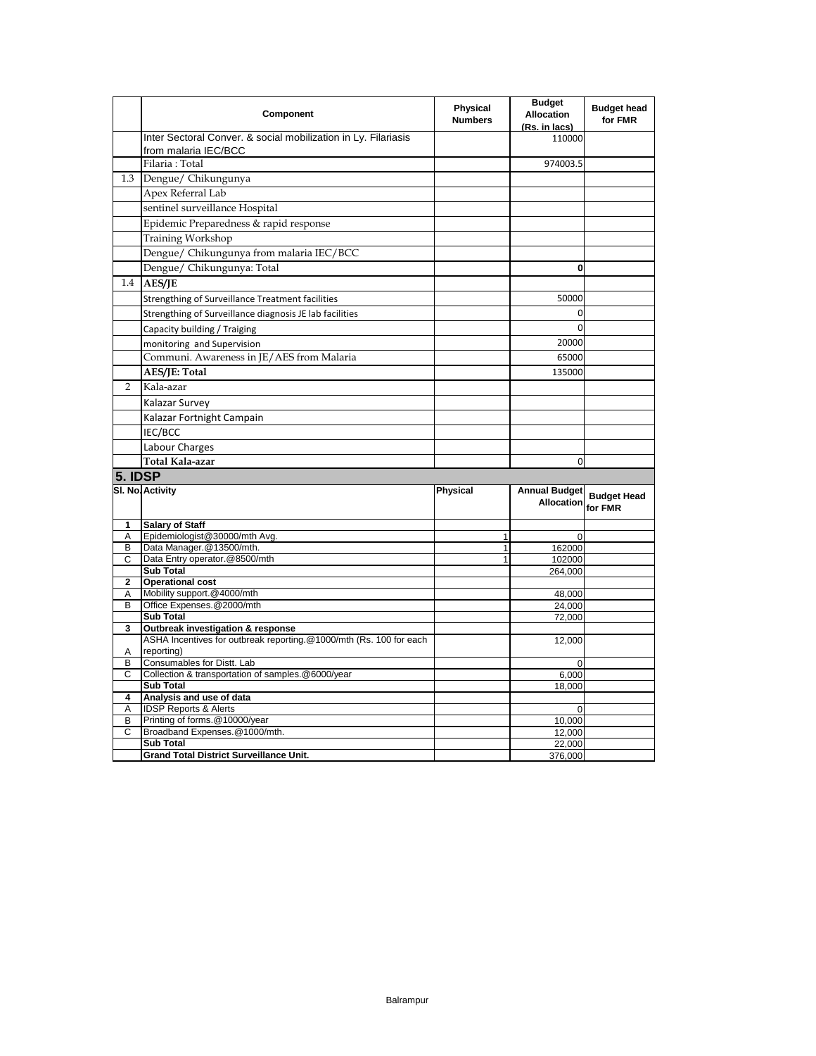| | Component | Physical Numbers | Budget Allocation (Rs. in lacs) | Budget head for FMR |
|---|---|---|---|---|
| | Inter Sectoral Conver. & social mobilization in Ly. Filariasis from malaria IEC/BCC | | 110000 | |
| | Filaria : Total | | 974003.5 | |
| 1.3 | Dengue/ Chikungunya | | | |
| | Apex Referral Lab | | | |
| | sentinel surveillance Hospital | | | |
| | Epidemic Preparedness & rapid response | | | |
| | Training Workshop | | | |
| | Dengue/ Chikungunya from malaria IEC/BCC | | | |
| | Dengue/ Chikungunya: Total | | **0** | |
| 1.4 | **AES/JE** | | | |
| | Strengthing of Surveillance Treatment facilities | | 50000 | |
| | Strengthing of Surveillance diagnosis JE lab facilities | | 0 | |
| | Capacity building / Traiging | | 0 | |
| | monitoring and Supervision | | 20000 | |
| | Communi. Awareness in JE/AES from Malaria | | 65000 | |
| | **AES/JE: Total** | | 135000 | |
| 2 | Kala-azar | | | |
| | Kalazar Survey | | | |
| | Kalazar Fortnight Campain | | | |
| | IEC/BCC | | | |
| | Labour Charges | | | |
| | **Total Kala-azar** | | 0 | |

## 5. IDSP

| Sl. No. | Activity | Physical | Annual Budget Allocation | Budget Head for FMR |
|---|---|---|---|---|
| **1** | **Salary of Staff** | | | |
| A | Epidemiologist@30000/mth Avg. | 1 | 0 | |
| B | Data Manager.@13500/mth. | 1 | 162000 | |
| C | Data Entry operator.@8500/mth | 1 | 102000 | |
| | **Sub Total** | | 264,000 | |
| **2** | **Operational cost** | | | |
| A | Mobility support.@4000/mth | | 48,000 | |
| B | Office Expenses.@2000/mth | | 24,000 | |
| | **Sub Total** | | 72,000 | |
| **3** | **Outbreak investigation & response** | | | |
| A | ASHA Incentives for outbreak reporting.@1000/mth (Rs. 100 for each reporting) | | 12,000 | |
| B | Consumables for Distt. Lab | | 0 | |
| C | Collection & transportation of samples.@6000/year | | 6,000 | |
| | **Sub Total** | | 18,000 | |
| **4** | **Analysis and use of data** | | | |
| A | IDSP Reports & Alerts | | 0 | |
| B | Printing of forms.@10000/year | | 10,000 | |
| C | Broadband Expenses.@1000/mth. | | 12,000 | |
| | **Sub Total** | | 22,000 | |
| | **Grand Total District Surveillance Unit.** | | 376,000 | |